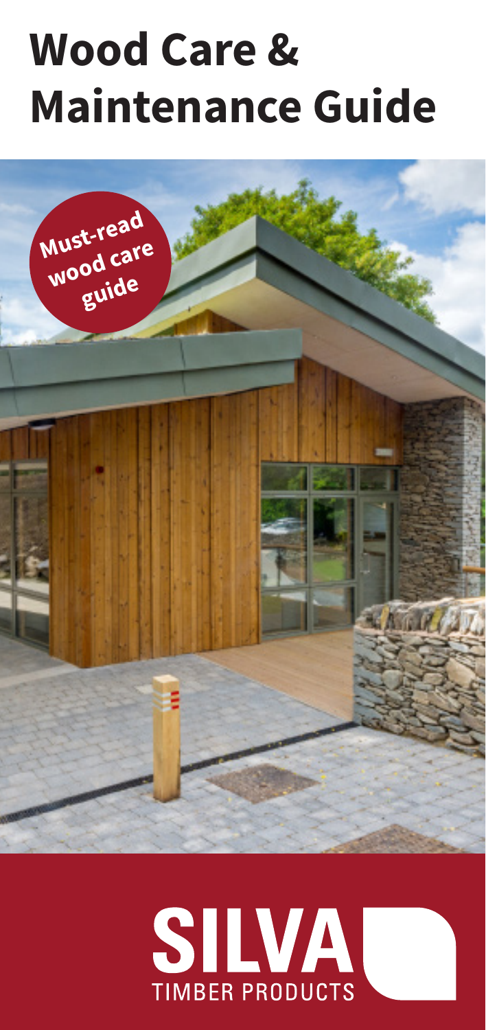# Wood Care & Maintenance Guide

Must-read wood care guide

SILVA

TIMBER PRODUCTS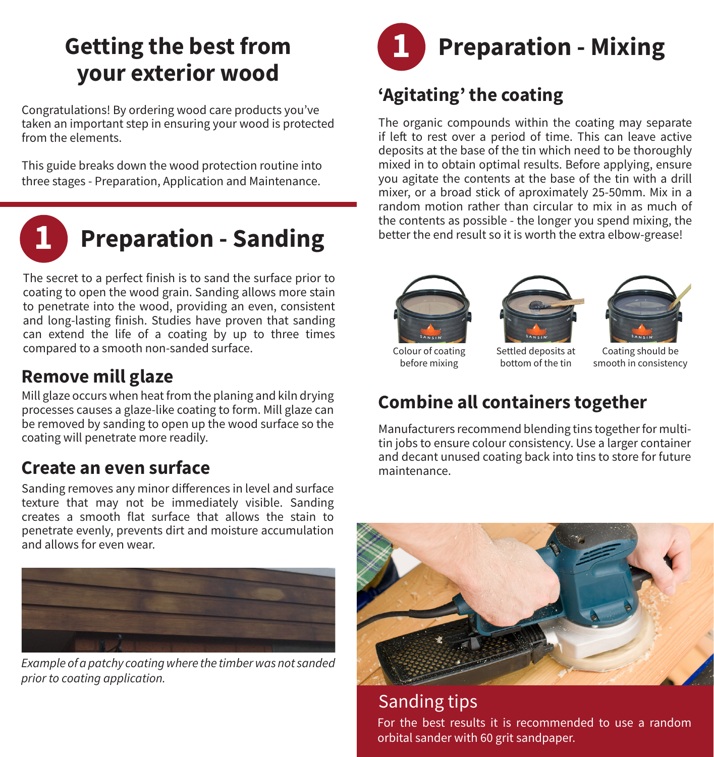# Getting the best from your exterior wood

Congratulations! By ordering wood care products you've taken an important step in ensuring your wood is protected from the elements.

This guide breaks down the wood protection routine into three stages - Preparation, Application and Maintenance.

## 1 Preparation - Sanding

The secret to a perfect finish is to sand the surface prior to coating to open the wood grain. Sanding allows more stain to penetrate into the wood, providing an even, consistent and long-lasting finish. Studies have proven that sanding can extend the life of a coating by up to three times compared to a smooth non-sanded surface.

### Remove mill glaze

Mill glaze occurs when heat from the planing and kiln drying processes causes a glaze-like coating to form. Mill glaze can be removed by sanding to open up the wood surface so the coating will penetrate more readily.

### Create an even surface

Sanding removes any minor differences in level and surface texture that may not be immediately visible. Sanding creates a smooth flat surface that allows the stain to penetrate evenly, prevents dirt and moisture accumulation and allows for even wear.

*Example of a patchy coating where the timber was not sanded prior to coating application.*

## 1 Preparation - Mixing

### 'Agitating' the coating

The organic compounds within the coating may separate if left to rest over a period of time. This can leave active deposits at the base of the tin which need to be thoroughly mixed in to obtain optimal results. Before applying, ensure you agitate the contents at the base of the tin with a drill mixer, or a broad stick of aproximately 25-50mm. Mix in a random motion rather than circular to mix in as much of the contents as possible - the longer you spend mixing, the better the end result so it is worth the extra elbow-grease!

Colour of coating before mixing

Settled deposits at bottom of the tin

Coating should be smooth in consistency

### Combine all containers together

Manufacturers recommend blending tins together for multi-tin jobs to ensure colour consistency. Use a larger container and decant unused coating back into tins to store for future maintenance.

### Sanding tips

For the best results it is recommended to use a random orbital sander with 60 grit sandpaper.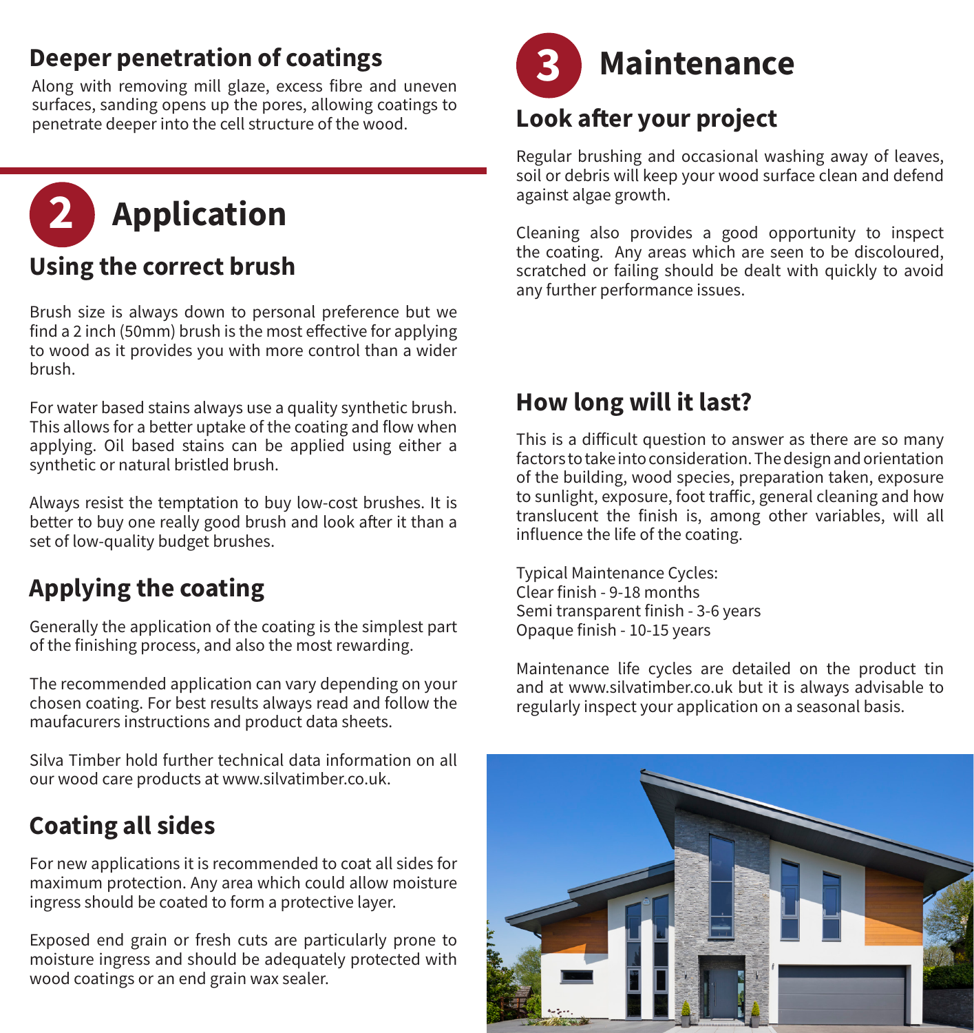## Deeper penetration of coatings

Along with removing mill glaze, excess fibre and uneven surfaces, sanding opens up the pores, allowing coatings to penetrate deeper into the cell structure of the wood.

# 2 Application

## Using the correct brush

Brush size is always down to personal preference but we find a 2 inch (50mm) brush is the most effective for applying to wood as it provides you with more control than a wider brush.

For water based stains always use a quality synthetic brush. This allows for a better uptake of the coating and flow when applying. Oil based stains can be applied using either a synthetic or natural bristled brush.

Always resist the temptation to buy low-cost brushes. It is better to buy one really good brush and look after it than a set of low-quality budget brushes.

## Applying the coating

Generally the application of the coating is the simplest part of the finishing process, and also the most rewarding.

The recommended application can vary depending on your chosen coating. For best results always read and follow the maufacurers instructions and product data sheets.

Silva Timber hold further technical data information on all our wood care products at www.silvatimber.co.uk.

## Coating all sides

For new applications it is recommended to coat all sides for maximum protection. Any area which could allow moisture ingress should be coated to form a protective layer.

Exposed end grain or fresh cuts are particularly prone to moisture ingress and should be adequately protected with wood coatings or an end grain wax sealer.

# 3 Maintenance

## Look after your project

Regular brushing and occasional washing away of leaves, soil or debris will keep your wood surface clean and defend against algae growth.

Cleaning also provides a good opportunity to inspect the coating. Any areas which are seen to be discoloured, scratched or failing should be dealt with quickly to avoid any further performance issues.

## How long will it last?

This is a difficult question to answer as there are so many factors to take into consideration. The design and orientation of the building, wood species, preparation taken, exposure to sunlight, exposure, foot traffic, general cleaning and how translucent the finish is, among other variables, will all influence the life of the coating.

Typical Maintenance Cycles:
Clear finish - 9-18 months
Semi transparent finish - 3-6 years
Opaque finish - 10-15 years

Maintenance life cycles are detailed on the product tin and at www.silvatimber.co.uk but it is always advisable to regularly inspect your application on a seasonal basis.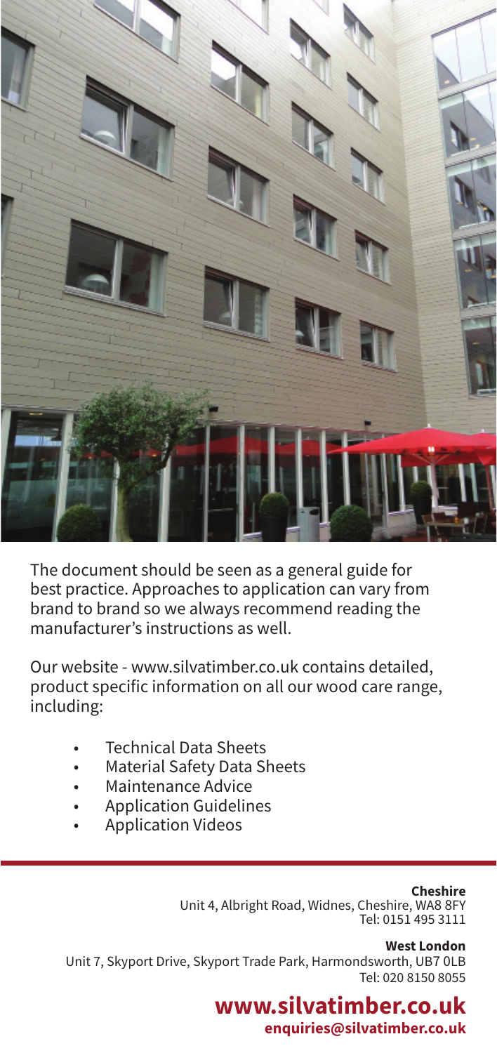The document should be seen as a general guide for best practice. Approaches to application can vary from brand to brand so we always recommend reading the manufacturer's instructions as well.

Our website - www.silvatimber.co.uk contains detailed, product specific information on all our wood care range, including:

- Technical Data Sheets
- Material Safety Data Sheets
- Maintenance Advice
- Application Guidelines
- Application Videos

**Cheshire**
Unit 4, Albright Road, Widnes, Cheshire, WA8 8FY
Tel: 0151 495 3111

**West London**
Unit 7, Skyport Drive, Skyport Trade Park, Harmondsworth, UB7 0LB
Tel: 020 8150 8055

**www.silvatimber.co.uk**
**enquiries@silvatimber.co.uk**